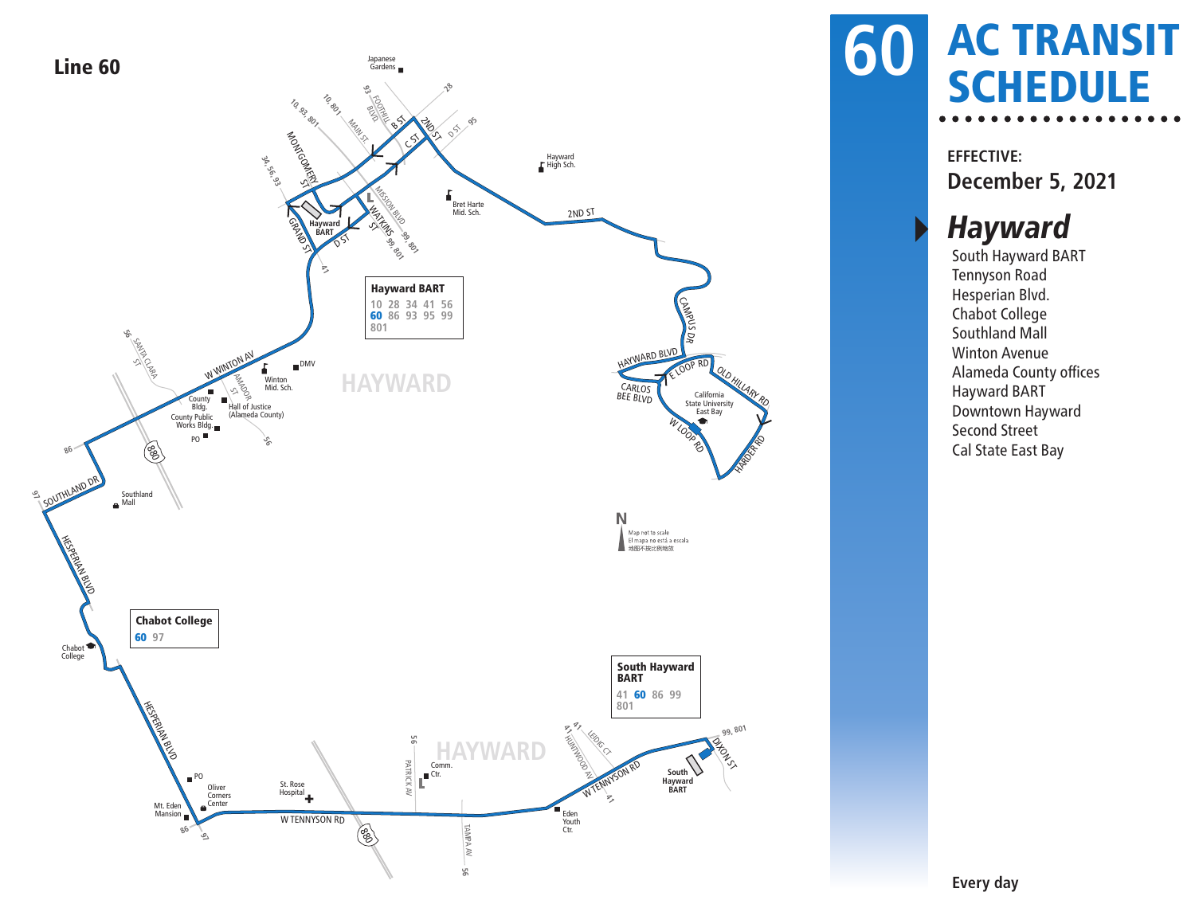# Line 60

**Hayward BART**
10 28 34 41 56
**60** 86 93 95 99
801

**Chabot College**
**60** 97

**South Hayward BART**
41 **60** 86 99
801

Map not to scale
El mapa no está a escala
地图不按比例绘致

# 60 AC TRANSIT SCHEDULE

**EFFECTIVE:**
**December 5, 2021**

## *Hayward*

South Hayward BART
Tennyson Road
Hesperian Blvd.
Chabot College
Southland Mall
Winton Avenue
Alameda County offices
Hayward BART
Downtown Hayward
Second Street
Cal State East Bay

**Every day**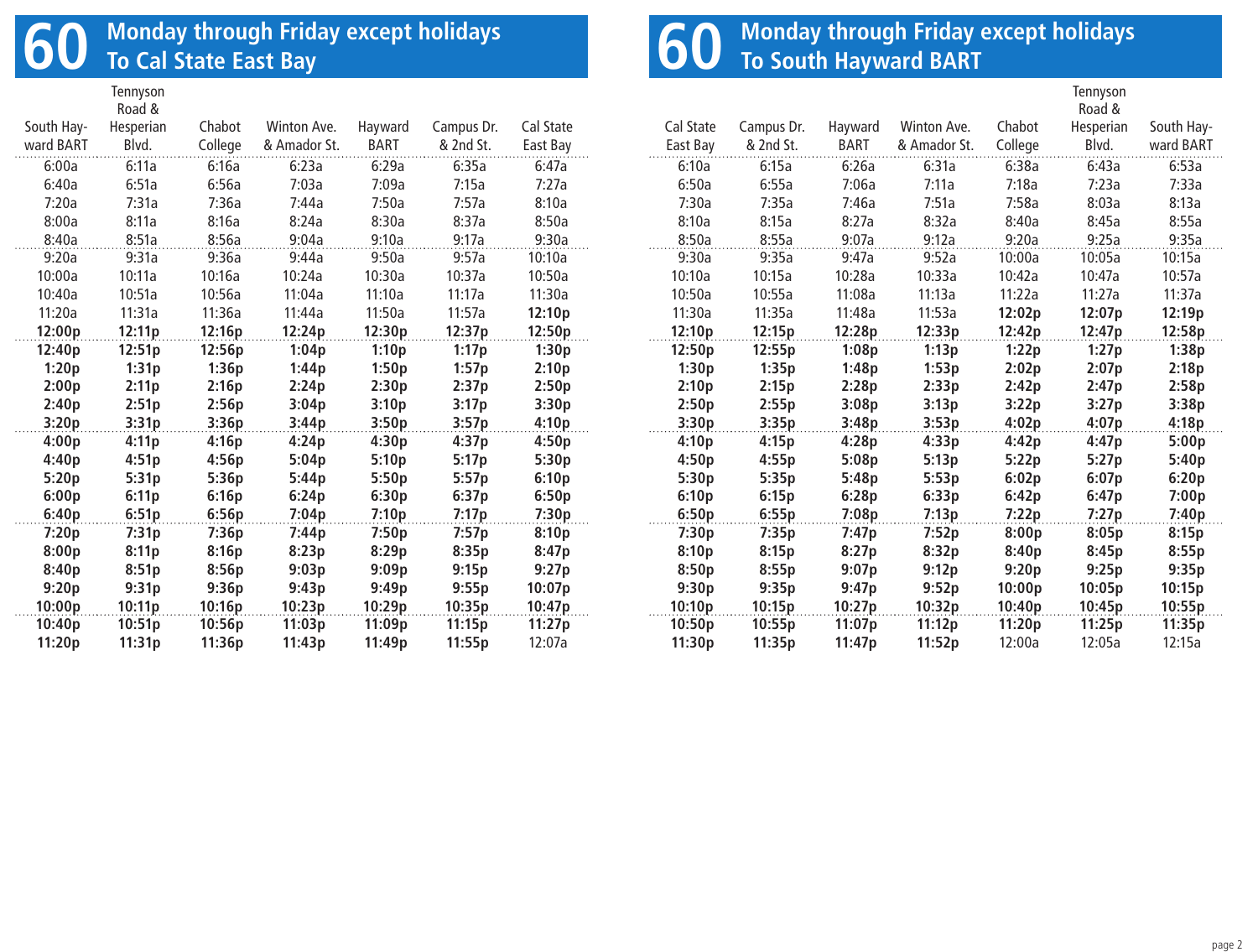# 60 Monday through Friday except holidays
## To Cal State East Bay

| South Hayward BART | Tennyson Road & Hesperian Blvd. | Chabot College | Winton Ave. & Amador St. | Hayward BART | Campus Dr. & 2nd St. | Cal State East Bay |
|---|---|---|---|---|---|---|
| 6:00a | 6:11a | 6:16a | 6:23a | 6:29a | 6:35a | 6:47a |
| 6:40a | 6:51a | 6:56a | 7:03a | 7:09a | 7:15a | 7:27a |
| 7:20a | 7:31a | 7:36a | 7:44a | 7:50a | 7:57a | 8:10a |
| 8:00a | 8:11a | 8:16a | 8:24a | 8:30a | 8:37a | 8:50a |
| 8:40a | 8:51a | 8:56a | 9:04a | 9:10a | 9:17a | 9:30a |
| 9:20a | 9:31a | 9:36a | 9:44a | 9:50a | 9:57a | 10:10a |
| 10:00a | 10:11a | 10:16a | 10:24a | 10:30a | 10:37a | 10:50a |
| 10:40a | 10:51a | 10:56a | 11:04a | 11:10a | 11:17a | 11:30a |
| 11:20a | 11:31a | 11:36a | 11:44a | 11:50a | 11:57a | **12:10p** |
| **12:00p** | **12:11p** | **12:16p** | **12:24p** | **12:30p** | **12:37p** | **12:50p** |
| **12:40p** | **12:51p** | **12:56p** | **1:04p** | **1:10p** | **1:17p** | **1:30p** |
| **1:20p** | **1:31p** | **1:36p** | **1:44p** | **1:50p** | **1:57p** | **2:10p** |
| **2:00p** | **2:11p** | **2:16p** | **2:24p** | **2:30p** | **2:37p** | **2:50p** |
| **2:40p** | **2:51p** | **2:56p** | **3:04p** | **3:10p** | **3:17p** | **3:30p** |
| **3:20p** | **3:31p** | **3:36p** | **3:44p** | **3:50p** | **3:57p** | **4:10p** |
| **4:00p** | **4:11p** | **4:16p** | **4:24p** | **4:30p** | **4:37p** | **4:50p** |
| **4:40p** | **4:51p** | **4:56p** | **5:04p** | **5:10p** | **5:17p** | **5:30p** |
| **5:20p** | **5:31p** | **5:36p** | **5:44p** | **5:50p** | **5:57p** | **6:10p** |
| **6:00p** | **6:11p** | **6:16p** | **6:24p** | **6:30p** | **6:37p** | **6:50p** |
| **6:40p** | **6:51p** | **6:56p** | **7:04p** | **7:10p** | **7:17p** | **7:30p** |
| **7:20p** | **7:31p** | **7:36p** | **7:44p** | **7:50p** | **7:57p** | **8:10p** |
| **8:00p** | **8:11p** | **8:16p** | **8:23p** | **8:29p** | **8:35p** | **8:47p** |
| **8:40p** | **8:51p** | **8:56p** | **9:03p** | **9:09p** | **9:15p** | **9:27p** |
| **9:20p** | **9:31p** | **9:36p** | **9:43p** | **9:49p** | **9:55p** | **10:07p** |
| **10:00p** | **10:11p** | **10:16p** | **10:23p** | **10:29p** | **10:35p** | **10:47p** |
| **10:40p** | **10:51p** | **10:56p** | **11:03p** | **11:09p** | **11:15p** | **11:27p** |
| **11:20p** | **11:31p** | **11:36p** | **11:43p** | **11:49p** | **11:55p** | 12:07a |

# 60 Monday through Friday except holidays
## To South Hayward BART

| Cal State East Bay | Campus Dr. & 2nd St. | Hayward BART | Winton Ave. & Amador St. | Chabot College | Tennyson Road & Hesperian Blvd. | South Hayward BART |
|---|---|---|---|---|---|---|
| 6:10a | 6:15a | 6:26a | 6:31a | 6:38a | 6:43a | 6:53a |
| 6:50a | 6:55a | 7:06a | 7:11a | 7:18a | 7:23a | 7:33a |
| 7:30a | 7:35a | 7:46a | 7:51a | 7:58a | 8:03a | 8:13a |
| 8:10a | 8:15a | 8:27a | 8:32a | 8:40a | 8:45a | 8:55a |
| 8:50a | 8:55a | 9:07a | 9:12a | 9:20a | 9:25a | 9:35a |
| 9:30a | 9:35a | 9:47a | 9:52a | 10:00a | 10:05a | 10:15a |
| 10:10a | 10:15a | 10:28a | 10:33a | 10:42a | 10:47a | 10:57a |
| 10:50a | 10:55a | 11:08a | 11:13a | 11:22a | 11:27a | 11:37a |
| 11:30a | 11:35a | 11:48a | 11:53a | **12:02p** | **12:07p** | **12:19p** |
| **12:10p** | **12:15p** | **12:28p** | **12:33p** | **12:42p** | **12:47p** | **12:58p** |
| **12:50p** | **12:55p** | **1:08p** | **1:13p** | **1:22p** | **1:27p** | **1:38p** |
| **1:30p** | **1:35p** | **1:48p** | **1:53p** | **2:02p** | **2:07p** | **2:18p** |
| **2:10p** | **2:15p** | **2:28p** | **2:33p** | **2:42p** | **2:47p** | **2:58p** |
| **2:50p** | **2:55p** | **3:08p** | **3:13p** | **3:22p** | **3:27p** | **3:38p** |
| **3:30p** | **3:35p** | **3:48p** | **3:53p** | **4:02p** | **4:07p** | **4:18p** |
| **4:10p** | **4:15p** | **4:28p** | **4:33p** | **4:42p** | **4:47p** | **5:00p** |
| **4:50p** | **4:55p** | **5:08p** | **5:13p** | **5:22p** | **5:27p** | **5:40p** |
| **5:30p** | **5:35p** | **5:48p** | **5:53p** | **6:02p** | **6:07p** | **6:20p** |
| **6:10p** | **6:15p** | **6:28p** | **6:33p** | **6:42p** | **6:47p** | **7:00p** |
| **6:50p** | **6:55p** | **7:08p** | **7:13p** | **7:22p** | **7:27p** | **7:40p** |
| **7:30p** | **7:35p** | **7:47p** | **7:52p** | **8:00p** | **8:05p** | **8:15p** |
| **8:10p** | **8:15p** | **8:27p** | **8:32p** | **8:40p** | **8:45p** | **8:55p** |
| **8:50p** | **8:55p** | **9:07p** | **9:12p** | **9:20p** | **9:25p** | **9:35p** |
| **9:30p** | **9:35p** | **9:47p** | **9:52p** | **10:00p** | **10:05p** | **10:15p** |
| **10:10p** | **10:15p** | **10:27p** | **10:32p** | **10:40p** | **10:45p** | **10:55p** |
| **10:50p** | **10:55p** | **11:07p** | **11:12p** | **11:20p** | **11:25p** | **11:35p** |
| **11:30p** | **11:35p** | **11:47p** | **11:52p** | 12:00a | 12:05a | 12:15a |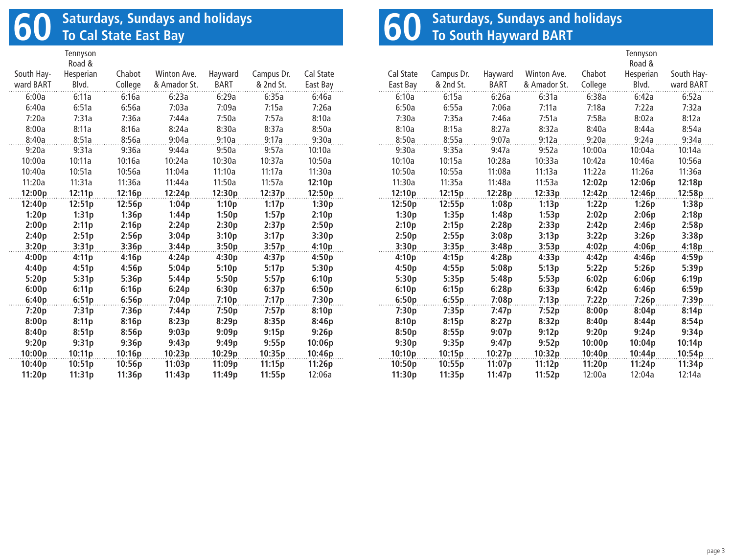# 60 Saturdays, Sundays and holidays To Cal State East Bay

| South Hayward BART | Tennyson Road & Hesperian Blvd. | Chabot College | Winton Ave. & Amador St. | Hayward BART | Campus Dr. & 2nd St. | Cal State East Bay |
|---|---|---|---|---|---|---|
| 6:00a | 6:11a | 6:16a | 6:23a | 6:29a | 6:35a | 6:46a |
| 6:40a | 6:51a | 6:56a | 7:03a | 7:09a | 7:15a | 7:26a |
| 7:20a | 7:31a | 7:36a | 7:44a | 7:50a | 7:57a | 8:10a |
| 8:00a | 8:11a | 8:16a | 8:24a | 8:30a | 8:37a | 8:50a |
| 8:40a | 8:51a | 8:56a | 9:04a | 9:10a | 9:17a | 9:30a |
| 9:20a | 9:31a | 9:36a | 9:44a | 9:50a | 9:57a | 10:10a |
| 10:00a | 10:11a | 10:16a | 10:24a | 10:30a | 10:37a | 10:50a |
| 10:40a | 10:51a | 10:56a | 11:04a | 11:10a | 11:17a | 11:30a |
| 11:20a | 11:31a | 11:36a | 11:44a | 11:50a | 11:57a | **12:10p** |
| **12:00p** | **12:11p** | **12:16p** | **12:24p** | **12:30p** | **12:37p** | **12:50p** |
| **12:40p** | **12:51p** | **12:56p** | **1:04p** | **1:10p** | **1:17p** | **1:30p** |
| **1:20p** | **1:31p** | **1:36p** | **1:44p** | **1:50p** | **1:57p** | **2:10p** |
| **2:00p** | **2:11p** | **2:16p** | **2:24p** | **2:30p** | **2:37p** | **2:50p** |
| **2:40p** | **2:51p** | **2:56p** | **3:04p** | **3:10p** | **3:17p** | **3:30p** |
| **3:20p** | **3:31p** | **3:36p** | **3:44p** | **3:50p** | **3:57p** | **4:10p** |
| **4:00p** | **4:11p** | **4:16p** | **4:24p** | **4:30p** | **4:37p** | **4:50p** |
| **4:40p** | **4:51p** | **4:56p** | **5:04p** | **5:10p** | **5:17p** | **5:30p** |
| **5:20p** | **5:31p** | **5:36p** | **5:44p** | **5:50p** | **5:57p** | **6:10p** |
| **6:00p** | **6:11p** | **6:16p** | **6:24p** | **6:30p** | **6:37p** | **6:50p** |
| **6:40p** | **6:51p** | **6:56p** | **7:04p** | **7:10p** | **7:17p** | **7:30p** |
| **7:20p** | **7:31p** | **7:36p** | **7:44p** | **7:50p** | **7:57p** | **8:10p** |
| **8:00p** | **8:11p** | **8:16p** | **8:23p** | **8:29p** | **8:35p** | **8:46p** |
| **8:40p** | **8:51p** | **8:56p** | **9:03p** | **9:09p** | **9:15p** | **9:26p** |
| **9:20p** | **9:31p** | **9:36p** | **9:43p** | **9:49p** | **9:55p** | **10:06p** |
| **10:00p** | **10:11p** | **10:16p** | **10:23p** | **10:29p** | **10:35p** | **10:46p** |
| **10:40p** | **10:51p** | **10:56p** | **11:03p** | **11:09p** | **11:15p** | **11:26p** |
| **11:20p** | **11:31p** | **11:36p** | **11:43p** | **11:49p** | **11:55p** | 12:06a |

# 60 Saturdays, Sundays and holidays To South Hayward BART

| Cal State East Bay | Campus Dr. & 2nd St. | Hayward BART | Winton Ave. & Amador St. | Chabot College | Tennyson Road & Hesperian Blvd. | South Hayward BART |
|---|---|---|---|---|---|---|
| 6:10a | 6:15a | 6:26a | 6:31a | 6:38a | 6:42a | 6:52a |
| 6:50a | 6:55a | 7:06a | 7:11a | 7:18a | 7:22a | 7:32a |
| 7:30a | 7:35a | 7:46a | 7:51a | 7:58a | 8:02a | 8:12a |
| 8:10a | 8:15a | 8:27a | 8:32a | 8:40a | 8:44a | 8:54a |
| 8:50a | 8:55a | 9:07a | 9:12a | 9:20a | 9:24a | 9:34a |
| 9:30a | 9:35a | 9:47a | 9:52a | 10:00a | 10:04a | 10:14a |
| 10:10a | 10:15a | 10:28a | 10:33a | 10:42a | 10:46a | 10:56a |
| 10:50a | 10:55a | 11:08a | 11:13a | 11:22a | 11:26a | 11:36a |
| 11:30a | 11:35a | 11:48a | 11:53a | **12:02p** | **12:06p** | **12:18p** |
| **12:10p** | **12:15p** | **12:28p** | **12:33p** | **12:42p** | **12:46p** | **12:58p** |
| **12:50p** | **12:55p** | **1:08p** | **1:13p** | **1:22p** | **1:26p** | **1:38p** |
| **1:30p** | **1:35p** | **1:48p** | **1:53p** | **2:02p** | **2:06p** | **2:18p** |
| **2:10p** | **2:15p** | **2:28p** | **2:33p** | **2:42p** | **2:46p** | **2:58p** |
| **2:50p** | **2:55p** | **3:08p** | **3:13p** | **3:22p** | **3:26p** | **3:38p** |
| **3:30p** | **3:35p** | **3:48p** | **3:53p** | **4:02p** | **4:06p** | **4:18p** |
| **4:10p** | **4:15p** | **4:28p** | **4:33p** | **4:42p** | **4:46p** | **4:59p** |
| **4:50p** | **4:55p** | **5:08p** | **5:13p** | **5:22p** | **5:26p** | **5:39p** |
| **5:30p** | **5:35p** | **5:48p** | **5:53p** | **6:02p** | **6:06p** | **6:19p** |
| **6:10p** | **6:15p** | **6:28p** | **6:33p** | **6:42p** | **6:46p** | **6:59p** |
| **6:50p** | **6:55p** | **7:08p** | **7:13p** | **7:22p** | **7:26p** | **7:39p** |
| **7:30p** | **7:35p** | **7:47p** | **7:52p** | **8:00p** | **8:04p** | **8:14p** |
| **8:10p** | **8:15p** | **8:27p** | **8:32p** | **8:40p** | **8:44p** | **8:54p** |
| **8:50p** | **8:55p** | **9:07p** | **9:12p** | **9:20p** | **9:24p** | **9:34p** |
| **9:30p** | **9:35p** | **9:47p** | **9:52p** | **10:00p** | **10:04p** | **10:14p** |
| **10:10p** | **10:15p** | **10:27p** | **10:32p** | **10:40p** | **10:44p** | **10:54p** |
| **10:50p** | **10:55p** | **11:07p** | **11:12p** | **11:20p** | **11:24p** | **11:34p** |
| **11:30p** | **11:35p** | **11:47p** | **11:52p** | 12:00a | 12:04a | 12:14a |